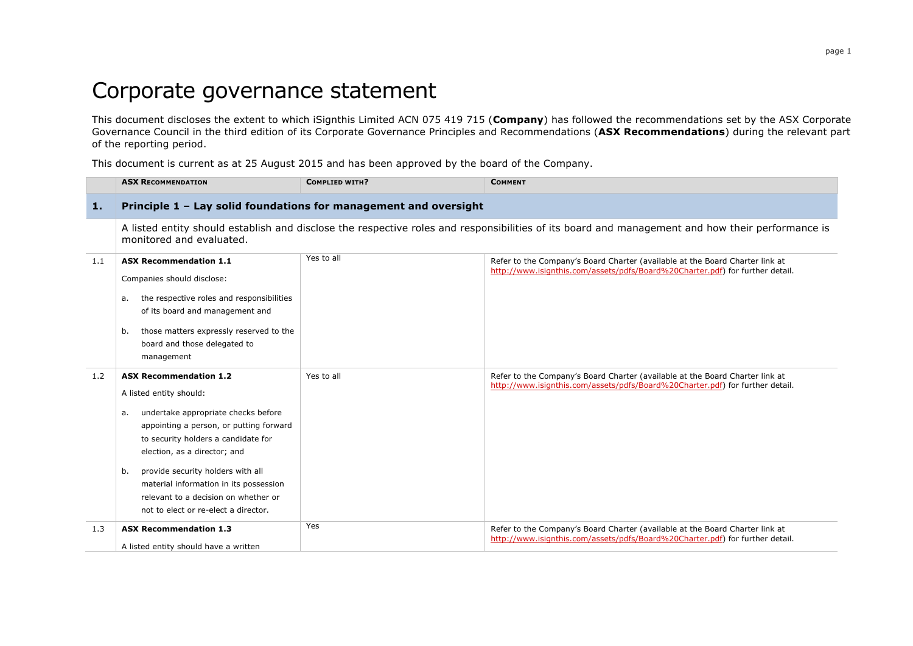# Corporate governance statement

This document discloses the extent to which iSignthis Limited ACN 075 419 715 (**Company**) has followed the recommendations set by the ASX Corporate Governance Council in the third edition of its Corporate Governance Principles and Recommendations (**ASX Recommendations**) during the relevant part of the reporting period.

This document is current as at 25 August 2015 and has been approved by the board of the Company.

| | ASX Recommendation | Complied with? | Comment |
|---|---|---|---|
| **1.** | **Principle 1 – Lay solid foundations for management and oversight** | | |
| | A listed entity should establish and disclose the respective roles and responsibilities of its board and management and how their performance is monitored and evaluated. | | |
| 1.1 | **ASX Recommendation 1.1**<br>Companies should disclose:<br>a. the respective roles and responsibilities of its board and management and<br>b. those matters expressly reserved to the board and those delegated to management | Yes to all | Refer to the Company's Board Charter (available at the Board Charter link at http://www.isignthis.com/assets/pdfs/Board%20Charter.pdf) for further detail. |
| 1.2 | **ASX Recommendation 1.2**<br>A listed entity should:<br>a. undertake appropriate checks before appointing a person, or putting forward to security holders a candidate for election, as a director; and<br>b. provide security holders with all material information in its possession relevant to a decision on whether or not to elect or re-elect a director. | Yes to all | Refer to the Company's Board Charter (available at the Board Charter link at http://www.isignthis.com/assets/pdfs/Board%20Charter.pdf) for further detail. |
| 1.3 | **ASX Recommendation 1.3**<br>A listed entity should have a written | Yes | Refer to the Company's Board Charter (available at the Board Charter link at http://www.isignthis.com/assets/pdfs/Board%20Charter.pdf) for further detail. |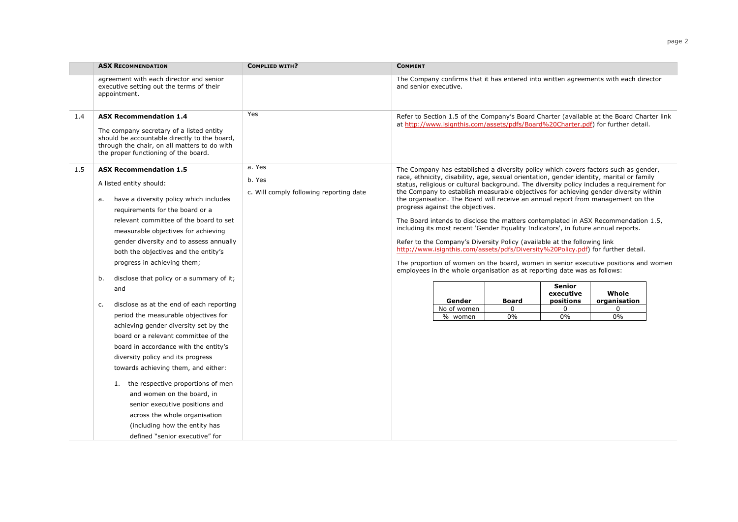| | ASX RECOMMENDATION | COMPLIED WITH? | COMMENT |
|---|---|---|---|
| | agreement with each director and senior executive setting out the terms of their appointment. | | The Company confirms that it has entered into written agreements with each director and senior executive. |
| 1.4 | **ASX Recommendation 1.4**<br><br>The company secretary of a listed entity should be accountable directly to the board, through the chair, on all matters to do with the proper functioning of the board. | Yes | Refer to Section 1.5 of the Company's Board Charter (available at the Board Charter link at http://www.isignthis.com/assets/pdfs/Board%20Charter.pdf) for further detail. |
| 1.5 | **ASX Recommendation 1.5**<br><br>A listed entity should:<br><br>a. have a diversity policy which includes requirements for the board or a relevant committee of the board to set measurable objectives for achieving gender diversity and to assess annually both the objectives and the entity's progress in achieving them;<br><br>b. disclose that policy or a summary of it; and<br><br>c. disclose as at the end of each reporting period the measurable objectives for achieving gender diversity set by the board or a relevant committee of the board in accordance with the entity's diversity policy and its progress towards achieving them, and either:<br><br>1. the respective proportions of men and women on the board, in senior executive positions and across the whole organisation (including how the entity has defined "senior executive" for | a. Yes<br><br>b. Yes<br><br>c. Will comply following reporting date | The Company has established a diversity policy which covers factors such as gender, race, ethnicity, disability, age, sexual orientation, gender identity, marital or family status, religious or cultural background. The diversity policy includes a requirement for the Company to establish measurable objectives for achieving gender diversity within the organisation. The Board will receive an annual report from management on the progress against the objectives.<br><br>The Board intends to disclose the matters contemplated in ASX Recommendation 1.5, including its most recent 'Gender Equality Indicators', in future annual reports.<br><br>Refer to the Company's Diversity Policy (available at the following link http://www.isignthis.com/assets/pdfs/Diversity%20Policy.pdf) for further detail.<br><br>The proportion of women on the board, women in senior executive positions and women employees in the whole organisation as at reporting date was as follows:<br><br>Gender / Board / Senior executive positions / Whole organisation<br>No of women / 0 / 0 / 0<br>% women / 0% / 0% / 0% |

| Gender | Board | Senior executive positions | Whole organisation |
|---|---|---|---|
| No of women | 0 | 0 | 0 |
| % women | 0% | 0% | 0% |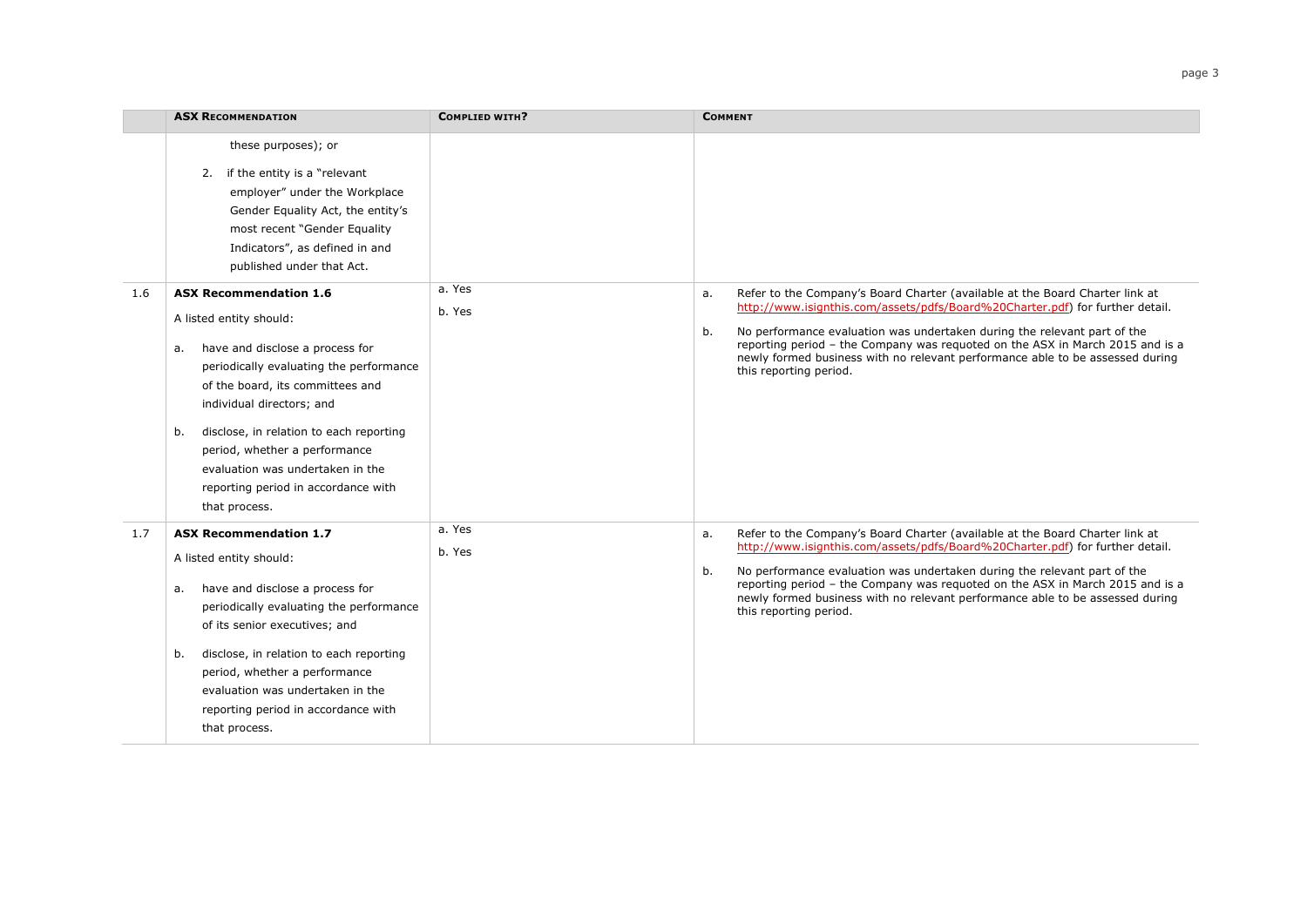| | ASX RECOMMENDATION | COMPLIED WITH? | COMMENT |
|---|---|---|---|
| | these purposes); or<br><br>2. if the entity is a "relevant employer" under the Workplace Gender Equality Act, the entity's most recent "Gender Equality Indicators", as defined in and published under that Act. | | |
| 1.6 | **ASX Recommendation 1.6**<br><br>A listed entity should:<br><br>a. have and disclose a process for periodically evaluating the performance of the board, its committees and individual directors; and<br><br>b. disclose, in relation to each reporting period, whether a performance evaluation was undertaken in the reporting period in accordance with that process. | a. Yes<br><br>b. Yes | a. Refer to the Company's Board Charter (available at the Board Charter link at http://www.isignthis.com/assets/pdfs/Board%20Charter.pdf) for further detail.<br><br>b. No performance evaluation was undertaken during the relevant part of the reporting period – the Company was requoted on the ASX in March 2015 and is a newly formed business with no relevant performance able to be assessed during this reporting period. |
| 1.7 | **ASX Recommendation 1.7**<br><br>A listed entity should:<br><br>a. have and disclose a process for periodically evaluating the performance of its senior executives; and<br><br>b. disclose, in relation to each reporting period, whether a performance evaluation was undertaken in the reporting period in accordance with that process. | a. Yes<br><br>b. Yes | a. Refer to the Company's Board Charter (available at the Board Charter link at http://www.isignthis.com/assets/pdfs/Board%20Charter.pdf) for further detail.<br><br>b. No performance evaluation was undertaken during the relevant part of the reporting period – the Company was requoted on the ASX in March 2015 and is a newly formed business with no relevant performance able to be assessed during this reporting period. |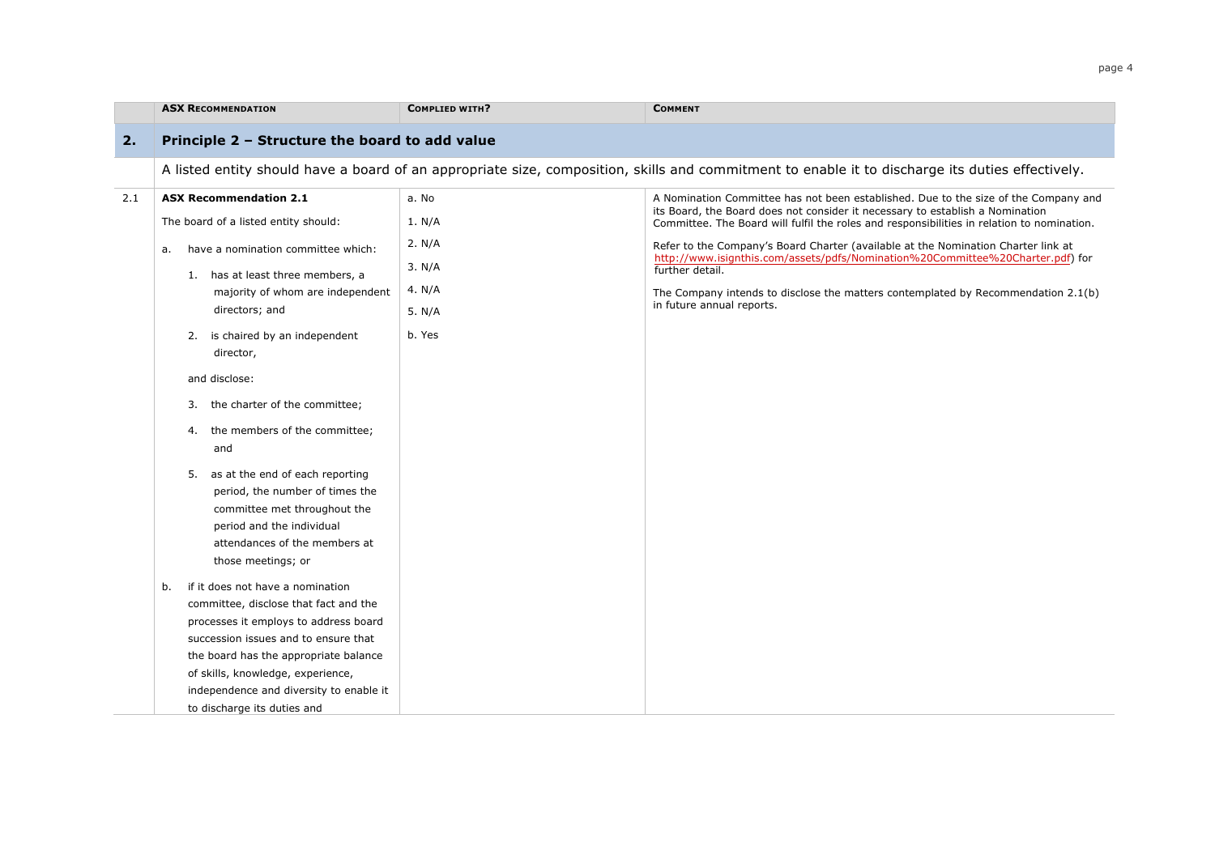| | ASX Recommendation | Complied with? | Comment |
|---|---|---|---|
| **2.** | **Principle 2 – Structure the board to add value** | | |
| | A listed entity should have a board of an appropriate size, composition, skills and commitment to enable it to discharge its duties effectively. | | |
| 2.1 | **ASX Recommendation 2.1**<br><br>The board of a listed entity should:<br><br>a. have a nomination committee which:<br><br>1. has at least three members, a majority of whom are independent directors; and<br><br>2. is chaired by an independent director,<br><br>and disclose:<br><br>3. the charter of the committee;<br><br>4. the members of the committee; and<br><br>5. as at the end of each reporting period, the number of times the committee met throughout the period and the individual attendances of the members at those meetings; or<br><br>b. if it does not have a nomination committee, disclose that fact and the processes it employs to address board succession issues and to ensure that the board has the appropriate balance of skills, knowledge, experience, independence and diversity to enable it to discharge its duties and | a. No<br><br>1. N/A<br><br>2. N/A<br><br>3. N/A<br><br>4. N/A<br><br>5. N/A<br><br>b. Yes | A Nomination Committee has not been established. Due to the size of the Company and its Board, the Board does not consider it necessary to establish a Nomination Committee. The Board will fulfil the roles and responsibilities in relation to nomination.<br><br>Refer to the Company's Board Charter (available at the Nomination Charter link at http://www.isignthis.com/assets/pdfs/Nomination%20Committee%20Charter.pdf) for further detail.<br><br>The Company intends to disclose the matters contemplated by Recommendation 2.1(b) in future annual reports. |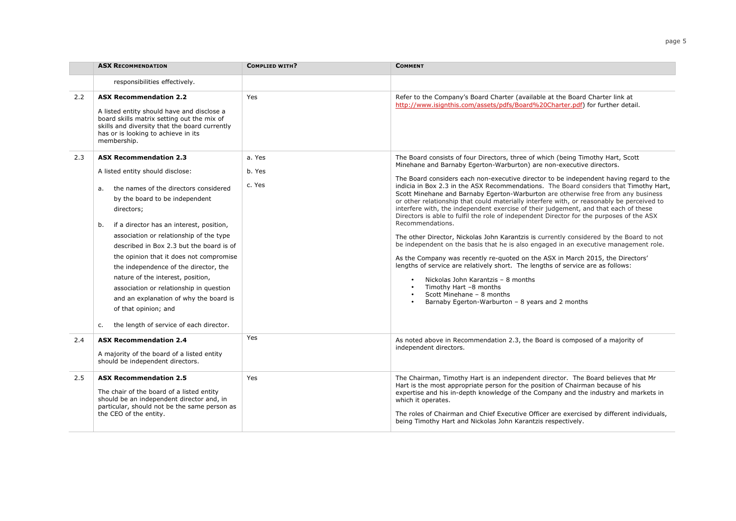|  | ASX Recommendation | Complied with? | Comment |
|---|---|---|---|
|  | responsibilities effectively. |  |  |
| 2.2 | **ASX Recommendation 2.2**<br><br>A listed entity should have and disclose a board skills matrix setting out the mix of skills and diversity that the board currently has or is looking to achieve in its membership. | Yes | Refer to the Company's Board Charter (available at the Board Charter link at http://www.isignthis.com/assets/pdfs/Board%20Charter.pdf) for further detail. |
| 2.3 | **ASX Recommendation 2.3**<br><br>A listed entity should disclose:<br><br>a. the names of the directors considered by the board to be independent directors;<br><br>b. if a director has an interest, position, association or relationship of the type described in Box 2.3 but the board is of the opinion that it does not compromise the independence of the director, the nature of the interest, position, association or relationship in question and an explanation of why the board is of that opinion; and<br><br>c. the length of service of each director. | a. Yes<br><br>b. Yes<br><br>c. Yes | The Board consists of four Directors, three of which (being Timothy Hart, Scott Minehane and Barnaby Egerton-Warburton) are non-executive directors.<br><br>The Board considers each non-executive director to be independent having regard to the indicia in Box 2.3 in the ASX Recommendations. The Board considers that Timothy Hart, Scott Minehane and Barnaby Egerton-Warburton are otherwise free from any business or other relationship that could materially interfere with, or reasonably be perceived to interfere with, the independent exercise of their judgement, and that each of these Directors is able to fulfil the role of independent Director for the purposes of the ASX Recommendations.<br><br>The other Director, Nickolas John Karantzis is currently considered by the Board to not be independent on the basis that he is also engaged in an executive management role.<br><br>As the Company was recently re-quoted on the ASX in March 2015, the Directors' lengths of service are relatively short. The lengths of service are as follows:<br><br>• Nickolas John Karantzis – 8 months<br>• Timothy Hart –8 months<br>• Scott Minehane – 8 months<br>• Barnaby Egerton-Warburton – 8 years and 2 months |
| 2.4 | **ASX Recommendation 2.4**<br><br>A majority of the board of a listed entity should be independent directors. | Yes | As noted above in Recommendation 2.3, the Board is composed of a majority of independent directors. |
| 2.5 | **ASX Recommendation 2.5**<br><br>The chair of the board of a listed entity should be an independent director and, in particular, should not be the same person as the CEO of the entity. | Yes | The Chairman, Timothy Hart is an independent director. The Board believes that Mr Hart is the most appropriate person for the position of Chairman because of his expertise and his in-depth knowledge of the Company and the industry and markets in which it operates.<br><br>The roles of Chairman and Chief Executive Officer are exercised by different individuals, being Timothy Hart and Nickolas John Karantzis respectively. |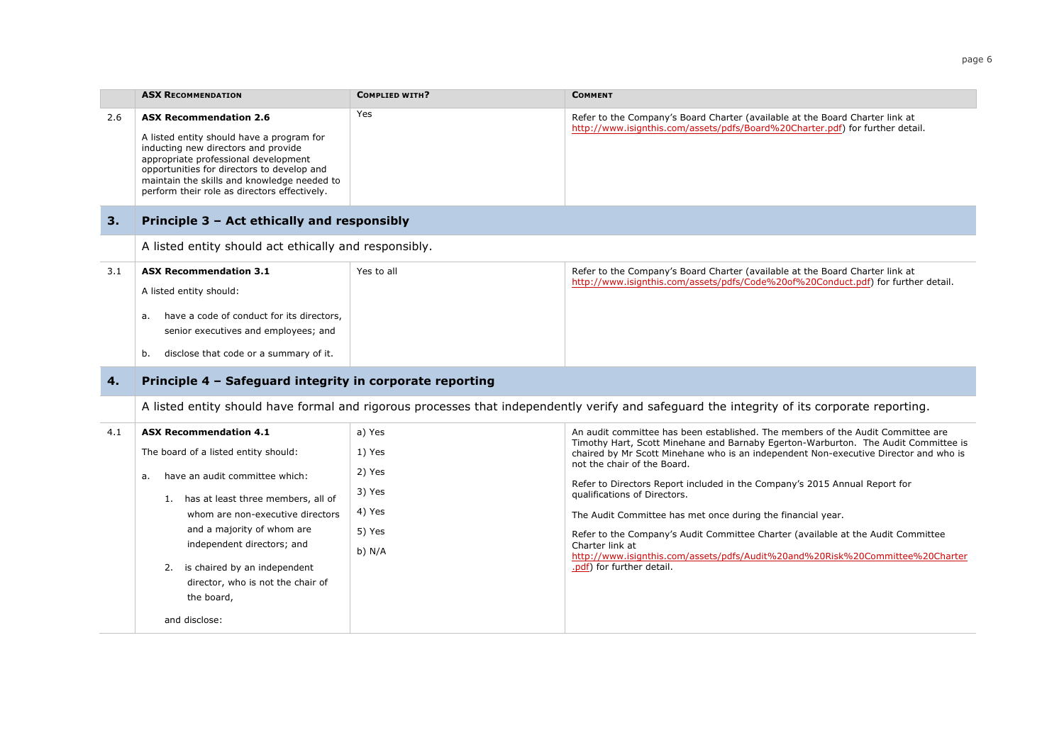| | ASX RECOMMENDATION | COMPLIED WITH? | COMMENT |
|---|---|---|---|
| 2.6 | **ASX Recommendation 2.6**<br><br>A listed entity should have a program for inducting new directors and provide appropriate professional development opportunities for directors to develop and maintain the skills and knowledge needed to perform their role as directors effectively. | Yes | Refer to the Company's Board Charter (available at the Board Charter link at http://www.isignthis.com/assets/pdfs/Board%20Charter.pdf) for further detail. |
| **3.** | **Principle 3 – Act ethically and responsibly** | | |
| | A listed entity should act ethically and responsibly. | | |
| 3.1 | **ASX Recommendation 3.1**<br><br>A listed entity should:<br><br>a. have a code of conduct for its directors, senior executives and employees; and<br><br>b. disclose that code or a summary of it. | Yes to all | Refer to the Company's Board Charter (available at the Board Charter link at http://www.isignthis.com/assets/pdfs/Code%20of%20Conduct.pdf) for further detail. |
| **4.** | **Principle 4 – Safeguard integrity in corporate reporting** | | |
| | A listed entity should have formal and rigorous processes that independently verify and safeguard the integrity of its corporate reporting. | | |
| 4.1 | **ASX Recommendation 4.1**<br><br>The board of a listed entity should:<br><br>a. have an audit committee which:<br><br>1. has at least three members, all of whom are non-executive directors and a majority of whom are independent directors; and<br><br>2. is chaired by an independent director, who is not the chair of the board,<br><br>and disclose: | a) Yes<br><br>1) Yes<br><br>2) Yes<br><br>3) Yes<br><br>4) Yes<br><br>5) Yes<br><br>b) N/A | An audit committee has been established. The members of the Audit Committee are Timothy Hart, Scott Minehane and Barnaby Egerton-Warburton. The Audit Committee is chaired by Mr Scott Minehane who is an independent Non-executive Director and who is not the chair of the Board.<br><br>Refer to Directors Report included in the Company's 2015 Annual Report for qualifications of Directors.<br><br>The Audit Committee has met once during the financial year.<br><br>Refer to the Company's Audit Committee Charter (available at the Audit Committee Charter link at http://www.isignthis.com/assets/pdfs/Audit%20and%20Risk%20Committee%20Charter.pdf) for further detail. |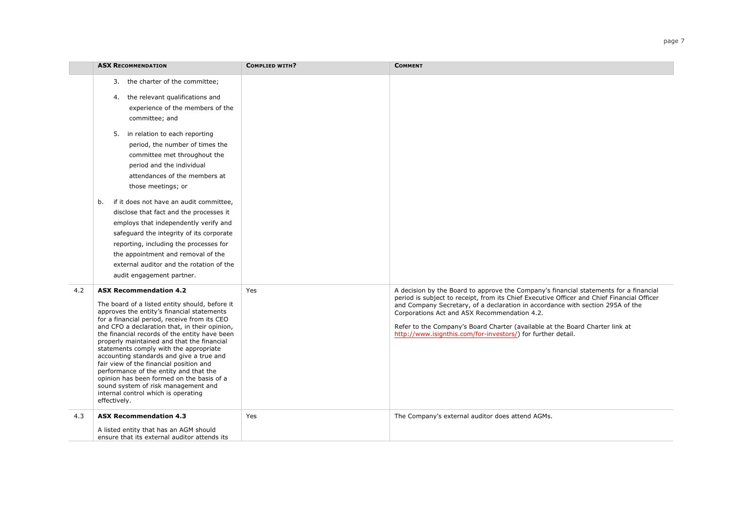| | ASX RECOMMENDATION | COMPLIED WITH? | COMMENT |
|---|---|---|---|
| | 3. the charter of the committee;<br><br>4. the relevant qualifications and experience of the members of the committee; and<br><br>5. in relation to each reporting period, the number of times the committee met throughout the period and the individual attendances of the members at those meetings; or<br><br>b. if it does not have an audit committee, disclose that fact and the processes it employs that independently verify and safeguard the integrity of its corporate reporting, including the processes for the appointment and removal of the external auditor and the rotation of the audit engagement partner. | | |
| 4.2 | **ASX Recommendation 4.2**<br><br>The board of a listed entity should, before it approves the entity's financial statements for a financial period, receive from its CEO and CFO a declaration that, in their opinion, the financial records of the entity have been properly maintained and that the financial statements comply with the appropriate accounting standards and give a true and fair view of the financial position and performance of the entity and that the opinion has been formed on the basis of a sound system of risk management and internal control which is operating effectively. | Yes | A decision by the Board to approve the Company's financial statements for a financial period is subject to receipt, from its Chief Executive Officer and Chief Financial Officer and Company Secretary, of a declaration in accordance with section 295A of the Corporations Act and ASX Recommendation 4.2.<br><br>Refer to the Company's Board Charter (available at the Board Charter link at http://www.isignthis.com/for-investors/) for further detail. |
| 4.3 | **ASX Recommendation 4.3**<br><br>A listed entity that has an AGM should ensure that its external auditor attends its | Yes | The Company's external auditor does attend AGMs. |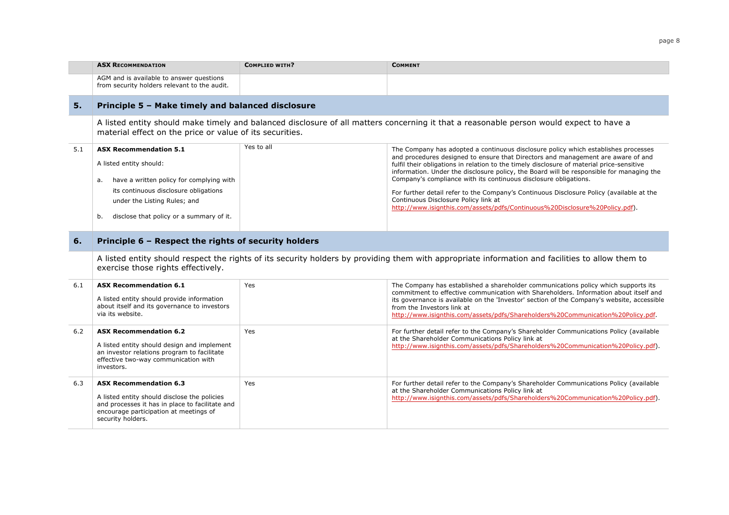| | ASX RECOMMENDATION | COMPLIED WITH? | COMMENT |
|---|---|---|---|
| | AGM and is available to answer questions from security holders relevant to the audit. | | |

## 5. Principle 5 – Make timely and balanced disclosure

A listed entity should make timely and balanced disclosure of all matters concerning it that a reasonable person would expect to have a material effect on the price or value of its securities.

| | ASX RECOMMENDATION | COMPLIED WITH? | COMMENT |
|---|---|---|---|
| 5.1 | **ASX Recommendation 5.1**<br><br>A listed entity should:<br><br>a. have a written policy for complying with its continuous disclosure obligations under the Listing Rules; and<br><br>b. disclose that policy or a summary of it. | Yes to all | The Company has adopted a continuous disclosure policy which establishes processes and procedures designed to ensure that Directors and management are aware of and fulfil their obligations in relation to the timely disclosure of material price-sensitive information. Under the disclosure policy, the Board will be responsible for managing the Company's compliance with its continuous disclosure obligations.<br><br>For further detail refer to the Company's Continuous Disclosure Policy (available at the Continuous Disclosure Policy link at http://www.isignthis.com/assets/pdfs/Continuous%20Disclosure%20Policy.pdf). |

## 6. Principle 6 – Respect the rights of security holders

A listed entity should respect the rights of its security holders by providing them with appropriate information and facilities to allow them to exercise those rights effectively.

| | ASX RECOMMENDATION | COMPLIED WITH? | COMMENT |
|---|---|---|---|
| 6.1 | **ASX Recommendation 6.1**<br><br>A listed entity should provide information about itself and its governance to investors via its website. | Yes | The Company has established a shareholder communications policy which supports its commitment to effective communication with Shareholders. Information about itself and its governance is available on the 'Investor' section of the Company's website, accessible from the Investors link at http://www.isignthis.com/assets/pdfs/Shareholders%20Communication%20Policy.pdf. |
| 6.2 | **ASX Recommendation 6.2**<br><br>A listed entity should design and implement an investor relations program to facilitate effective two-way communication with investors. | Yes | For further detail refer to the Company's Shareholder Communications Policy (available at the Shareholder Communications Policy link at http://www.isignthis.com/assets/pdfs/Shareholders%20Communication%20Policy.pdf). |
| 6.3 | **ASX Recommendation 6.3**<br><br>A listed entity should disclose the policies and processes it has in place to facilitate and encourage participation at meetings of security holders. | Yes | For further detail refer to the Company's Shareholder Communications Policy (available at the Shareholder Communications Policy link at http://www.isignthis.com/assets/pdfs/Shareholders%20Communication%20Policy.pdf). |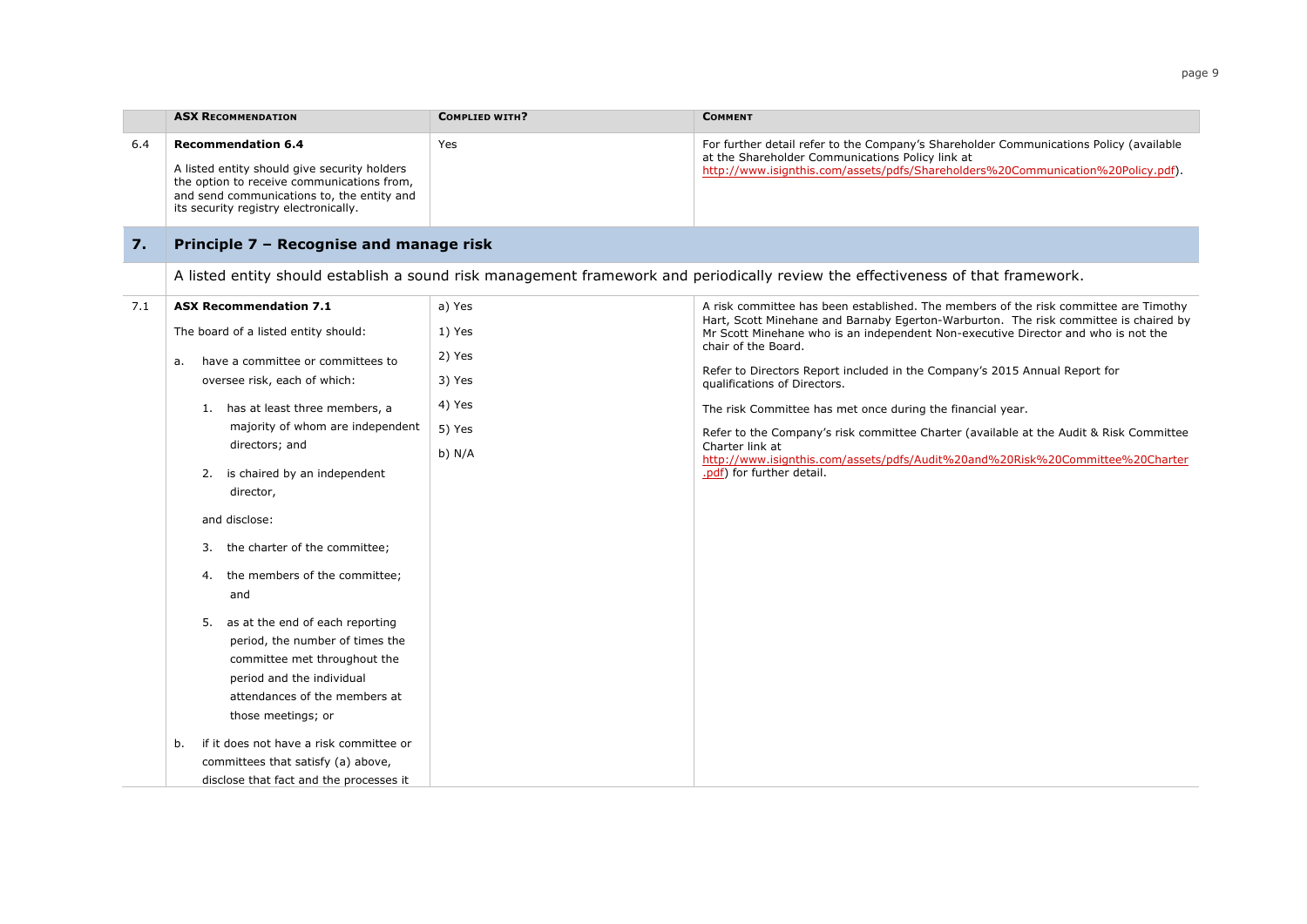|  | ASX RECOMMENDATION | COMPLIED WITH? | COMMENT |
|---|---|---|---|
| 6.4 | **Recommendation 6.4**<br>A listed entity should give security holders the option to receive communications from, and send communications to, the entity and its security registry electronically. | Yes | For further detail refer to the Company's Shareholder Communications Policy (available at the Shareholder Communications Policy link at http://www.isignthis.com/assets/pdfs/Shareholders%20Communication%20Policy.pdf). |
| **7.** | **Principle 7 – Recognise and manage risk** | | |
|  | A listed entity should establish a sound risk management framework and periodically review the effectiveness of that framework. | | |
| 7.1 | **ASX Recommendation 7.1**<br>The board of a listed entity should:<br>a. have a committee or committees to oversee risk, each of which:<br>1. has at least three members, a majority of whom are independent directors; and<br>2. is chaired by an independent director,<br>and disclose:<br>3. the charter of the committee;<br>4. the members of the committee; and<br>5. as at the end of each reporting period, the number of times the committee met throughout the period and the individual attendances of the members at those meetings; or<br>b. if it does not have a risk committee or committees that satisfy (a) above, disclose that fact and the processes it | a) Yes<br>1) Yes<br>2) Yes<br>3) Yes<br>4) Yes<br>5) Yes<br>b) N/A | A risk committee has been established. The members of the risk committee are Timothy Hart, Scott Minehane and Barnaby Egerton-Warburton. The risk committee is chaired by Mr Scott Minehane who is an independent Non-executive Director and who is not the chair of the Board.<br>Refer to Directors Report included in the Company's 2015 Annual Report for qualifications of Directors.<br>The risk Committee has met once during the financial year.<br>Refer to the Company's risk committee Charter (available at the Audit & Risk Committee Charter link at http://www.isignthis.com/assets/pdfs/Audit%20and%20Risk%20Committee%20Charter.pdf) for further detail. |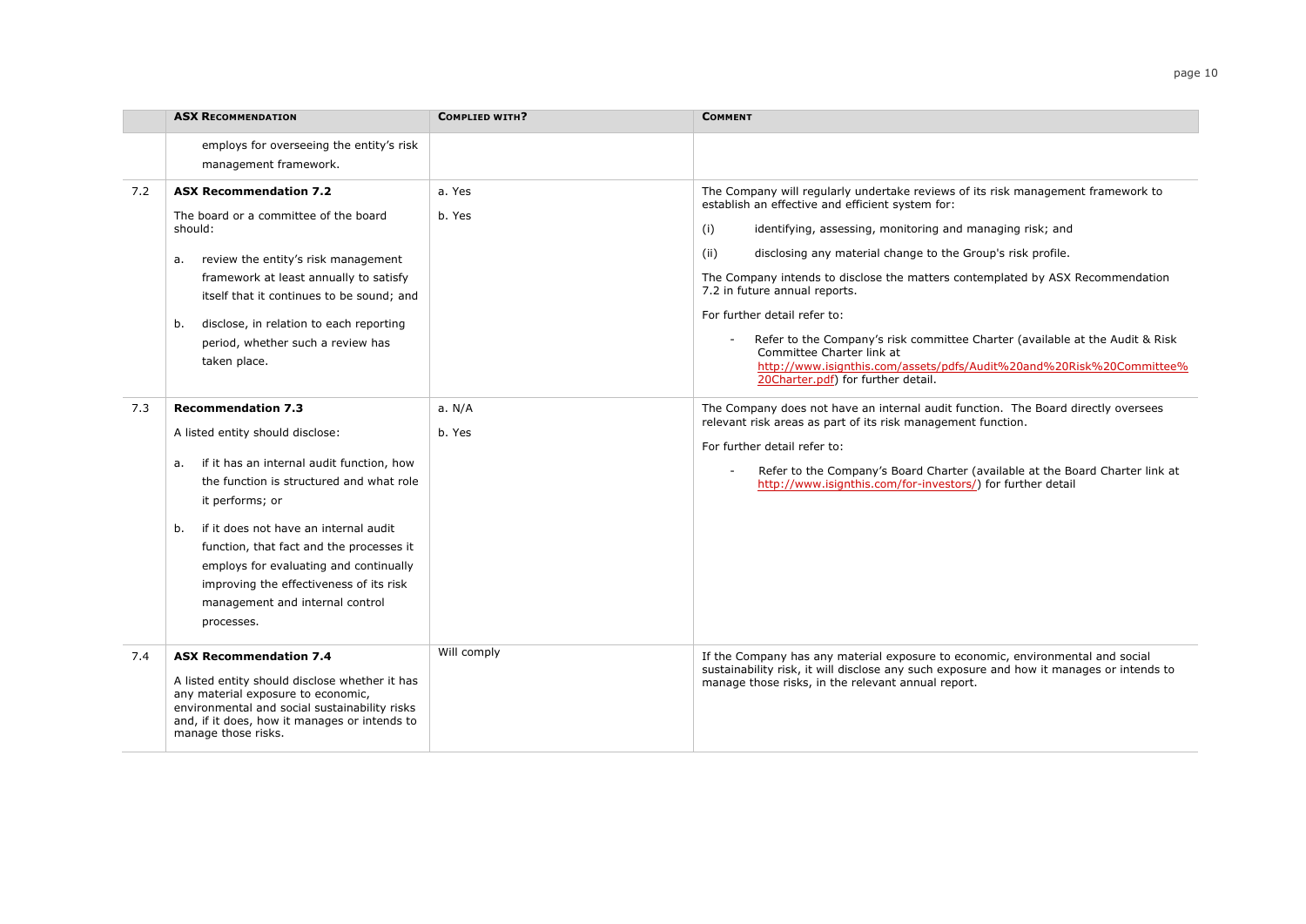|  | ASX RECOMMENDATION | COMPLIED WITH? | COMMENT |
|---|---|---|---|
|  | employs for overseeing the entity's risk management framework. |  |  |
| 7.2 | **ASX Recommendation 7.2**<br><br>The board or a committee of the board should:<br><br>a. review the entity's risk management framework at least annually to satisfy itself that it continues to be sound; and<br><br>b. disclose, in relation to each reporting period, whether such a review has taken place. | a. Yes<br><br>b. Yes | The Company will regularly undertake reviews of its risk management framework to establish an effective and efficient system for:<br><br>(i) identifying, assessing, monitoring and managing risk; and<br><br>(ii) disclosing any material change to the Group's risk profile.<br><br>The Company intends to disclose the matters contemplated by ASX Recommendation 7.2 in future annual reports.<br><br>For further detail refer to:<br><br>- Refer to the Company's risk committee Charter (available at the Audit & Risk Committee Charter link at http://www.isignthis.com/assets/pdfs/Audit%20and%20Risk%20Committee%20Charter.pdf) for further detail. |
| 7.3 | **Recommendation 7.3**<br><br>A listed entity should disclose:<br><br>a. if it has an internal audit function, how the function is structured and what role it performs; or<br><br>b. if it does not have an internal audit function, that fact and the processes it employs for evaluating and continually improving the effectiveness of its risk management and internal control processes. | a. N/A<br><br>b. Yes | The Company does not have an internal audit function. The Board directly oversees relevant risk areas as part of its risk management function.<br><br>For further detail refer to:<br><br>- Refer to the Company's Board Charter (available at the Board Charter link at http://www.isignthis.com/for-investors/) for further detail |
| 7.4 | **ASX Recommendation 7.4**<br><br>A listed entity should disclose whether it has any material exposure to economic, environmental and social sustainability risks and, if it does, how it manages or intends to manage those risks. | Will comply | If the Company has any material exposure to economic, environmental and social sustainability risk, it will disclose any such exposure and how it manages or intends to manage those risks, in the relevant annual report. |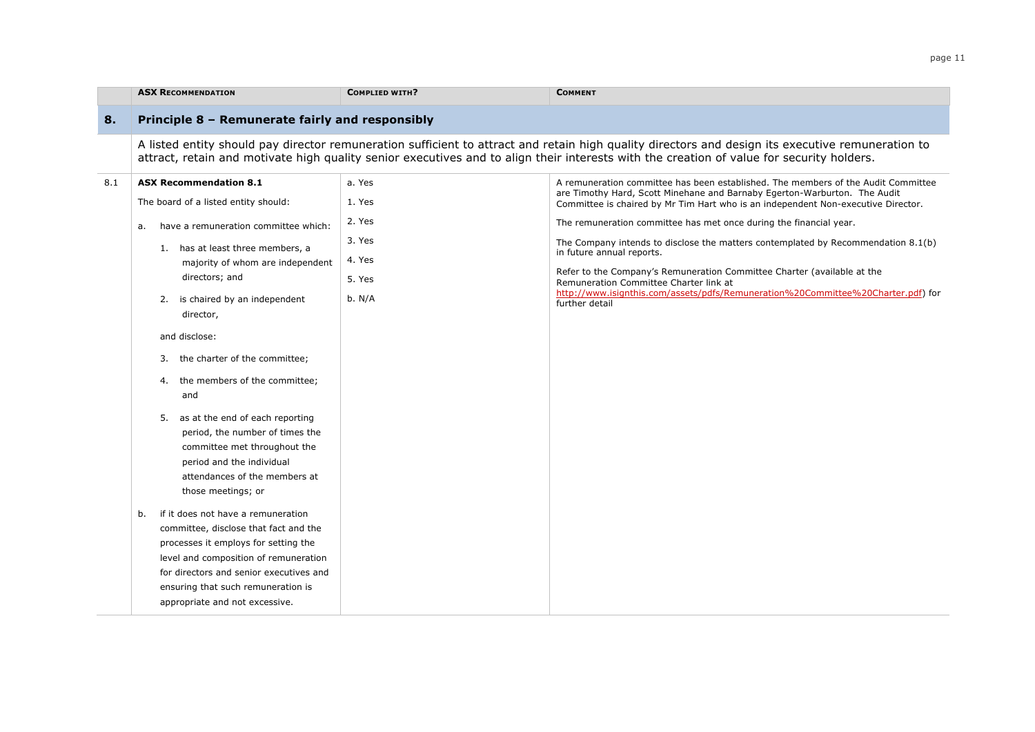| | ASX RECOMMENDATION | COMPLIED WITH? | COMMENT |
|---|---|---|---|
| **8.** | **Principle 8 – Remunerate fairly and responsibly** | | |
| | A listed entity should pay director remuneration sufficient to attract and retain high quality directors and design its executive remuneration to attract, retain and motivate high quality senior executives and to align their interests with the creation of value for security holders. | | |
| 8.1 | **ASX Recommendation 8.1**<br><br>The board of a listed entity should:<br><br>a. have a remuneration committee which:<br><br>1. has at least three members, a majority of whom are independent directors; and<br><br>2. is chaired by an independent director,<br><br>and disclose:<br><br>3. the charter of the committee;<br><br>4. the members of the committee; and<br><br>5. as at the end of each reporting period, the number of times the committee met throughout the period and the individual attendances of the members at those meetings; or<br><br>b. if it does not have a remuneration committee, disclose that fact and the processes it employs for setting the level and composition of remuneration for directors and senior executives and ensuring that such remuneration is appropriate and not excessive. | a. Yes<br>1. Yes<br>2. Yes<br>3. Yes<br>4. Yes<br>5. Yes<br>b. N/A | A remuneration committee has been established. The members of the Audit Committee are Timothy Hard, Scott Minehane and Barnaby Egerton-Warburton. The Audit Committee is chaired by Mr Tim Hart who is an independent Non-executive Director.<br><br>The remuneration committee has met once during the financial year.<br><br>The Company intends to disclose the matters contemplated by Recommendation 8.1(b) in future annual reports.<br><br>Refer to the Company's Remuneration Committee Charter (available at the Remuneration Committee Charter link at http://www.isignthis.com/assets/pdfs/Remuneration%20Committee%20Charter.pdf) for further detail |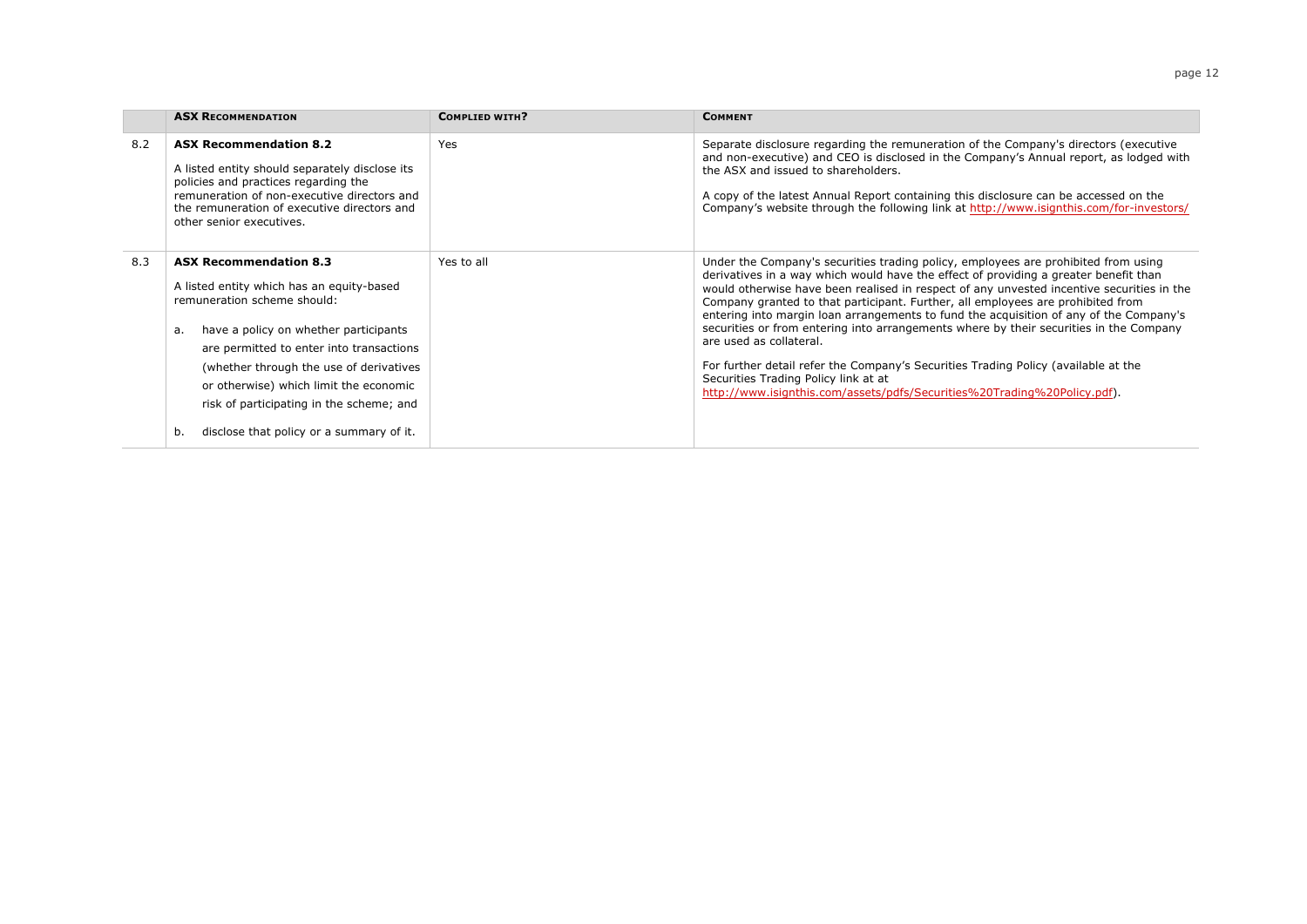| | ASX RECOMMENDATION | COMPLIED WITH? | COMMENT |
|---|---|---|---|
| 8.2 | **ASX Recommendation 8.2**<br><br>A listed entity should separately disclose its policies and practices regarding the remuneration of non-executive directors and the remuneration of executive directors and other senior executives. | Yes | Separate disclosure regarding the remuneration of the Company's directors (executive and non-executive) and CEO is disclosed in the Company's Annual report, as lodged with the ASX and issued to shareholders.<br><br>A copy of the latest Annual Report containing this disclosure can be accessed on the Company's website through the following link at http://www.isignthis.com/for-investors/ |
| 8.3 | **ASX Recommendation 8.3**<br><br>A listed entity which has an equity-based remuneration scheme should:<br><br>a. have a policy on whether participants are permitted to enter into transactions (whether through the use of derivatives or otherwise) which limit the economic risk of participating in the scheme; and<br><br>b. disclose that policy or a summary of it. | Yes to all | Under the Company's securities trading policy, employees are prohibited from using derivatives in a way which would have the effect of providing a greater benefit than would otherwise have been realised in respect of any unvested incentive securities in the Company granted to that participant. Further, all employees are prohibited from entering into margin loan arrangements to fund the acquisition of any of the Company's securities or from entering into arrangements where by their securities in the Company are used as collateral.<br><br>For further detail refer the Company's Securities Trading Policy (available at the Securities Trading Policy link at at http://www.isignthis.com/assets/pdfs/Securities%20Trading%20Policy.pdf). |